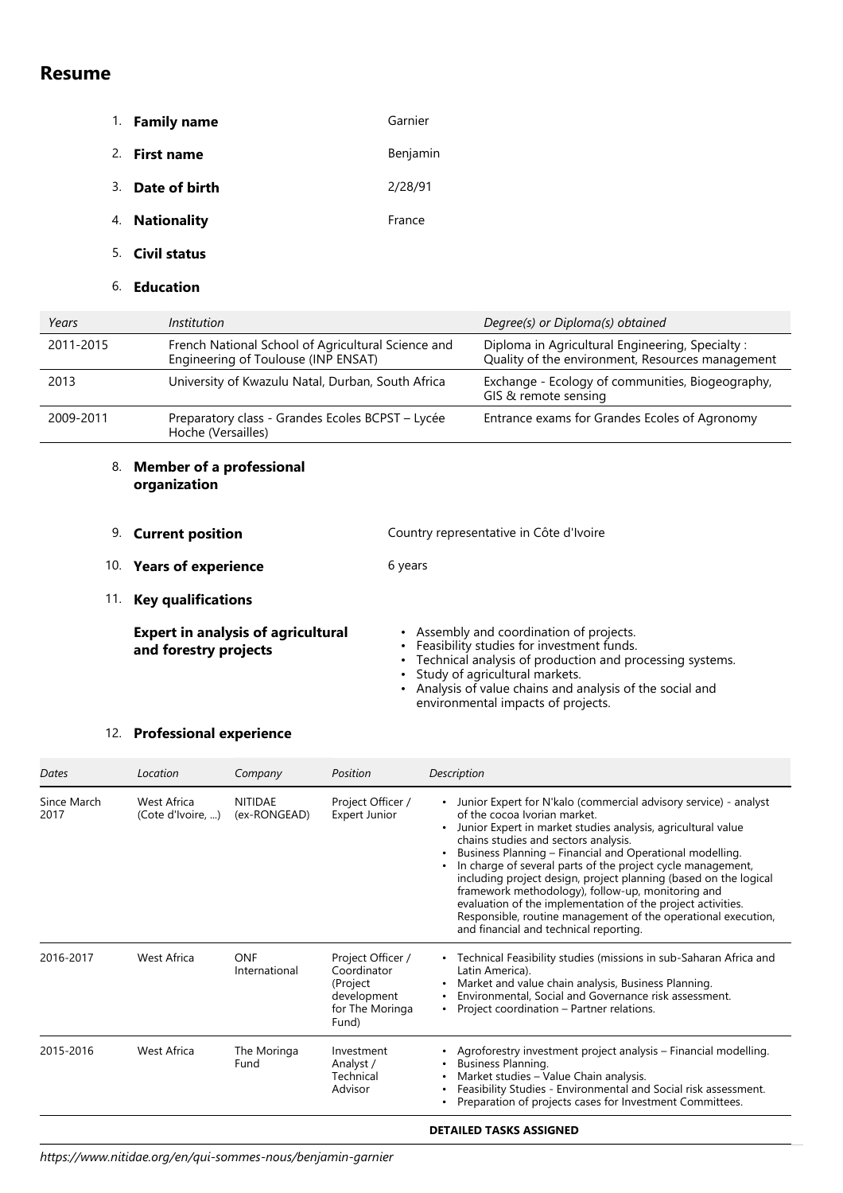# Resume

1. **Family name** Garnier
2. **First name** Benjamin
3. **Date of birth** 2/28/91
4. **Nationality** France
5. **Civil status**
6. **Education**

| *Years* | *Institution* | *Degree(s) or Diploma(s) obtained* |
|---|---|---|
| 2011-2015 | French National School of Agricultural Science and Engineering of Toulouse (INP ENSAT) | Diploma in Agricultural Engineering, Specialty : Quality of the environment, Resources management |
| 2013 | University of Kwazulu Natal, Durban, South Africa | Exchange - Ecology of communities, Biogeography, GIS & remote sensing |
| 2009-2011 | Preparatory class - Grandes Ecoles BCPST – Lycée Hoche (Versailles) | Entrance exams for Grandes Ecoles of Agronomy |

8. **Member of a professional organization**

9. **Current position** Country representative in Côte d'Ivoire

10. **Years of experience** 6 years

11. **Key qualifications**

**Expert in analysis of agricultural and forestry projects**

- Assembly and coordination of projects.
- Feasibility studies for investment funds.
- Technical analysis of production and processing systems.
- Study of agricultural markets.
- Analysis of value chains and analysis of the social and environmental impacts of projects.

12. **Professional experience**

| *Dates* | *Location* | *Company* | *Position* | *Description* |
|---|---|---|---|---|
| Since March 2017 | West Africa (Cote d'Ivoire, ...) | NITIDAE (ex-RONGEAD) | Project Officer / Expert Junior | • Junior Expert for N'kalo (commercial advisory service) - analyst of the cocoa Ivorian market.<br>• Junior Expert in market studies analysis, agricultural value chains studies and sectors analysis.<br>• Business Planning – Financial and Operational modelling.<br>• In charge of several parts of the project cycle management, including project design, project planning (based on the logical framework methodology), follow-up, monitoring and evaluation of the implementation of the project activities. Responsible, routine management of the operational execution, and financial and technical reporting. |
| 2016-2017 | West Africa | ONF International | Project Officer / Coordinator (Project development for The Moringa Fund) | • Technical Feasibility studies (missions in sub-Saharan Africa and Latin America).<br>• Market and value chain analysis, Business Planning.<br>• Environmental, Social and Governance risk assessment.<br>• Project coordination – Partner relations. |
| 2015-2016 | West Africa | The Moringa Fund | Investment Analyst / Technical Advisor | • Agroforestry investment project analysis – Financial modelling.<br>• Business Planning.<br>• Market studies – Value Chain analysis.<br>• Feasibility Studies - Environmental and Social risk assessment.<br>• Preparation of projects cases for Investment Committees. |
| | | | | **DETAILED TASKS ASSIGNED** |

*https://www.nitidae.org/en/qui-sommes-nous/benjamin-garnier*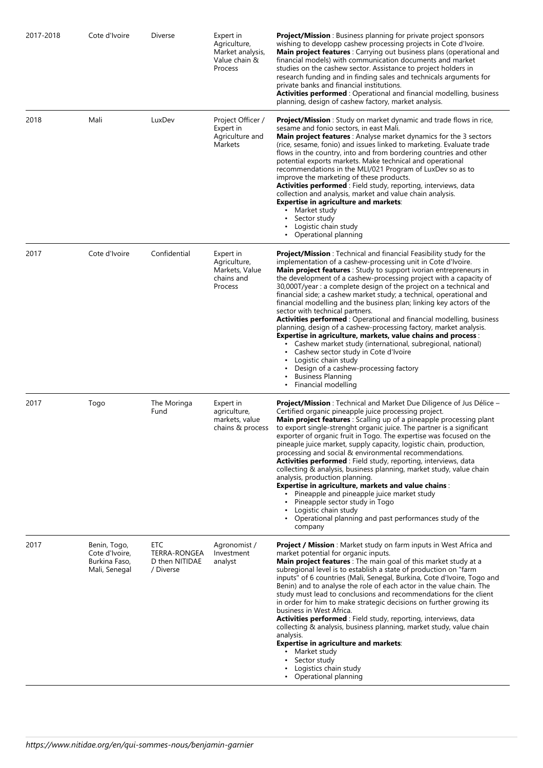| | | | | |
|---|---|---|---|---|
| 2017-2018 | Cote d'Ivoire | Diverse | Expert in Agriculture, Market analysis, Value chain & Process | **Project/Mission** : Business planning for private project sponsors wishing to developp cashew processing projects in Cote d'Ivoire.<br>**Main project features** : Carrying out business plans (operational and financial models) with communication documents and market studies on the cashew sector. Assistance to project holders in research funding and in finding sales and technicals arguments for private banks and financial institutions.<br>**Activities performed** : Operational and financial modelling, business planning, design of cashew factory, market analysis. |
| 2018 | Mali | LuxDev | Project Officer / Expert in Agriculture and Markets | **Project/Mission** : Study on market dynamic and trade flows in rice, sesame and fonio sectors, in east Mali.<br>**Main project features** : Analyse market dynamics for the 3 sectors (rice, sesame, fonio) and issues linked to marketing. Evaluate trade flows in the country, into and from bordering countries and other potential exports markets. Make technical and operational recommendations in the MLI/021 Program of LuxDev so as to improve the marketing of these products.<br>**Activities performed** : Field study, reporting, interviews, data collection and analysis, market and value chain analysis.<br>**Expertise in agriculture and markets**:<br>• Market study<br>• Sector study<br>• Logistic chain study<br>• Operational planning |
| 2017 | Cote d'Ivoire | Confidential | Expert in Agriculture, Markets, Value chains and Process | **Project/Mission** : Technical and financial Feasibility study for the implementation of a cashew-processing unit in Cote d'Ivoire.<br>**Main project features** : Study to support ivorian entrepreneurs in the development of a cashew-processing project with a capacity of 30,000T/year : a complete design of the project on a technical and financial side; a cashew market study; a technical, operational and financial modelling and the business plan; linking key actors of the sector with technical partners.<br>**Activities performed** : Operational and financial modelling, business planning, design of a cashew-processing factory, market analysis.<br>**Expertise in agriculture, markets, value chains and process** :<br>• Cashew market study (international, subregional, national)<br>• Cashew sector study in Cote d'Ivoire<br>• Logistic chain study<br>• Design of a cashew-processing factory<br>• Business Planning<br>• Financial modelling |
| 2017 | Togo | The Moringa Fund | Expert in agriculture, markets, value chains & process | **Project/Mission** : Technical and Market Due Diligence of Jus Délice – Certified organic pineapple juice processing project.<br>**Main project features** : Scalling up of a pineapple processing plant to export single-strenght organic juice. The partner is a significant exporter of organic fruit in Togo. The expertise was focused on the pineaple juice market, supply capacity, logistic chain, production, processing and social & environmental recommendations.<br>**Activities performed** : Field study, reporting, interviews, data collecting & analysis, business planning, market study, value chain analysis, production planning.<br>**Expertise in agriculture, markets and value chains** :<br>• Pineapple and pineapple juice market study<br>• Pineapple sector study in Togo<br>• Logistic chain study<br>• Operational planning and past performances study of the company |
| 2017 | Benin, Togo, Cote d'Ivoire, Burkina Faso, Mali, Senegal | ETC TERRA-RONGEAD then NITIDAE / Diverse | Agronomist / Investment analyst | **Project / Mission** : Market study on farm inputs in West Africa and market potential for organic inputs.<br>**Main project features** : The main goal of this market study at a subregional level is to establish a state of production on "farm inputs" of 6 countries (Mali, Senegal, Burkina, Cote d'Ivoire, Togo and Benin) and to analyse the role of each actor in the value chain. The study must lead to conclusions and recommendations for the client in order for him to make strategic decisions on further growing its business in West Africa.<br>**Activities performed** : Field study, reporting, interviews, data collecting & analysis, business planning, market study, value chain analysis.<br>**Expertise in agriculture and markets**:<br>• Market study<br>• Sector study<br>• Logistics chain study<br>• Operational planning |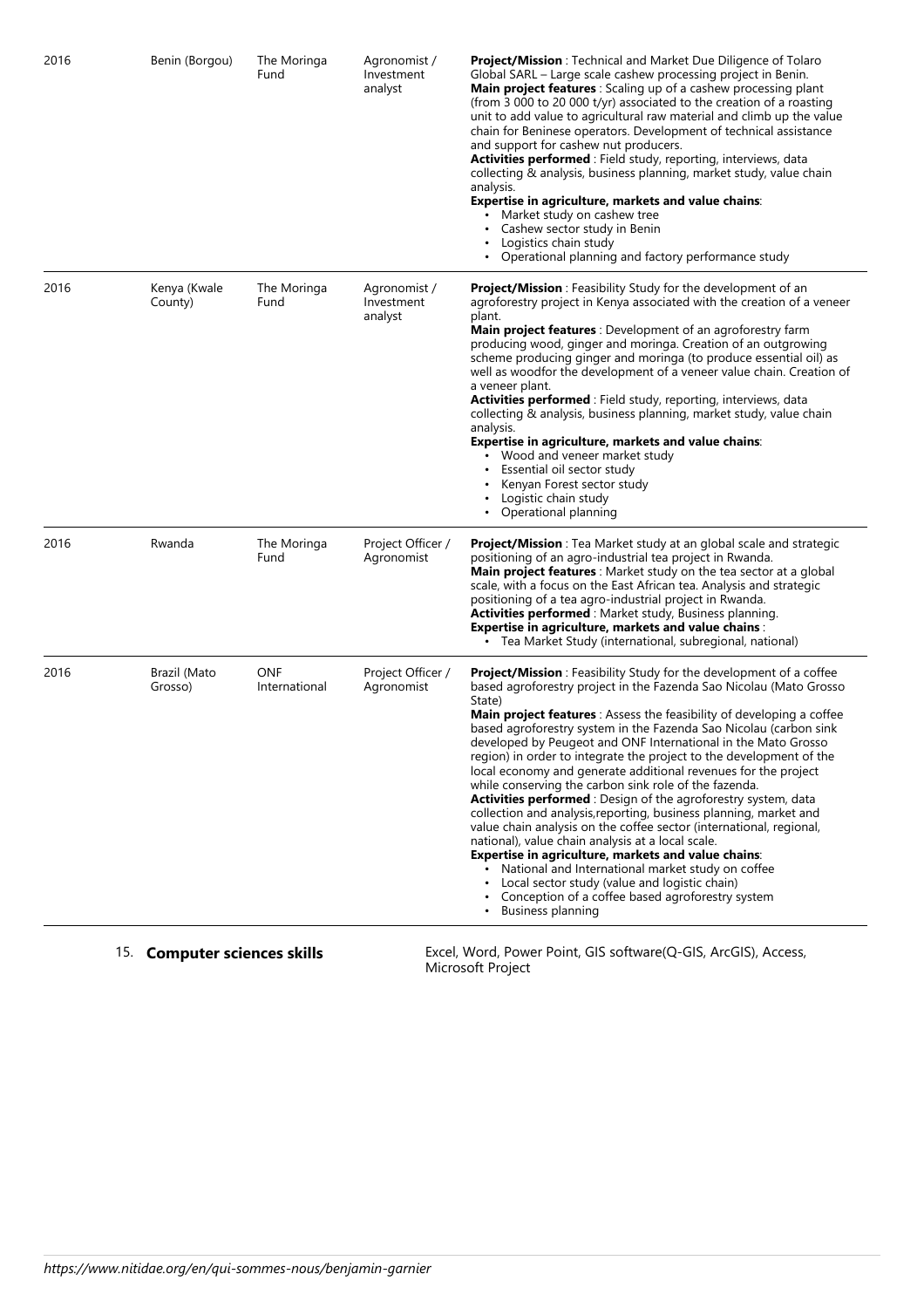| | | | | |
|---|---|---|---|---|
| 2016 | Benin (Borgou) | The Moringa Fund | Agronomist / Investment analyst | **Project/Mission** : Technical and Market Due Diligence of Tolaro Global SARL – Large scale cashew processing project in Benin.<br>**Main project features** : Scaling up of a cashew processing plant (from 3 000 to 20 000 t/yr) associated to the creation of a roasting unit to add value to agricultural raw material and climb up the value chain for Beninese operators. Development of technical assistance and support for cashew nut producers.<br>**Activities performed** : Field study, reporting, interviews, data collecting & analysis, business planning, market study, value chain analysis.<br>**Expertise in agriculture, markets and value chains**:<br>• Market study on cashew tree<br>• Cashew sector study in Benin<br>• Logistics chain study<br>• Operational planning and factory performance study |
| 2016 | Kenya (Kwale County) | The Moringa Fund | Agronomist / Investment analyst | **Project/Mission** : Feasibility Study for the development of an agroforestry project in Kenya associated with the creation of a veneer plant.<br>**Main project features** : Development of an agroforestry farm producing wood, ginger and moringa. Creation of an outgrowing scheme producing ginger and moringa (to produce essential oil) as well as woodfor the development of a veneer value chain. Creation of a veneer plant.<br>**Activities performed** : Field study, reporting, interviews, data collecting & analysis, business planning, market study, value chain analysis.<br>**Expertise in agriculture, markets and value chains**:<br>• Wood and veneer market study<br>• Essential oil sector study<br>• Kenyan Forest sector study<br>• Logistic chain study<br>• Operational planning |
| 2016 | Rwanda | The Moringa Fund | Project Officer / Agronomist | **Project/Mission** : Tea Market study at an global scale and strategic positioning of an agro-industrial tea project in Rwanda.<br>**Main project features** : Market study on the tea sector at a global scale, with a focus on the East African tea. Analysis and strategic positioning of a tea agro-industrial project in Rwanda.<br>**Activities performed** : Market study, Business planning.<br>**Expertise in agriculture, markets and value chains** :<br>• Tea Market Study (international, subregional, national) |
| 2016 | Brazil (Mato Grosso) | ONF International | Project Officer / Agronomist | **Project/Mission** : Feasibility Study for the development of a coffee based agroforestry project in the Fazenda Sao Nicolau (Mato Grosso State)<br>**Main project features** : Assess the feasibility of developing a coffee based agroforestry system in the Fazenda Sao Nicolau (carbon sink developed by Peugeot and ONF International in the Mato Grosso region) in order to integrate the project to the development of the local economy and generate additional revenues for the project while conserving the carbon sink role of the fazenda.<br>**Activities performed** : Design of the agroforestry system, data collection and analysis,reporting, business planning, market and value chain analysis on the coffee sector (international, regional, national), value chain analysis at a local scale.<br>**Expertise in agriculture, markets and value chains**:<br>• National and International market study on coffee<br>• Local sector study (value and logistic chain)<br>• Conception of a coffee based agroforestry system<br>• Business planning |

15. **Computer sciences skills** — Excel, Word, Power Point, GIS software(Q-GIS, ArcGIS), Access, Microsoft Project

*https://www.nitidae.org/en/qui-sommes-nous/benjamin-garnier*